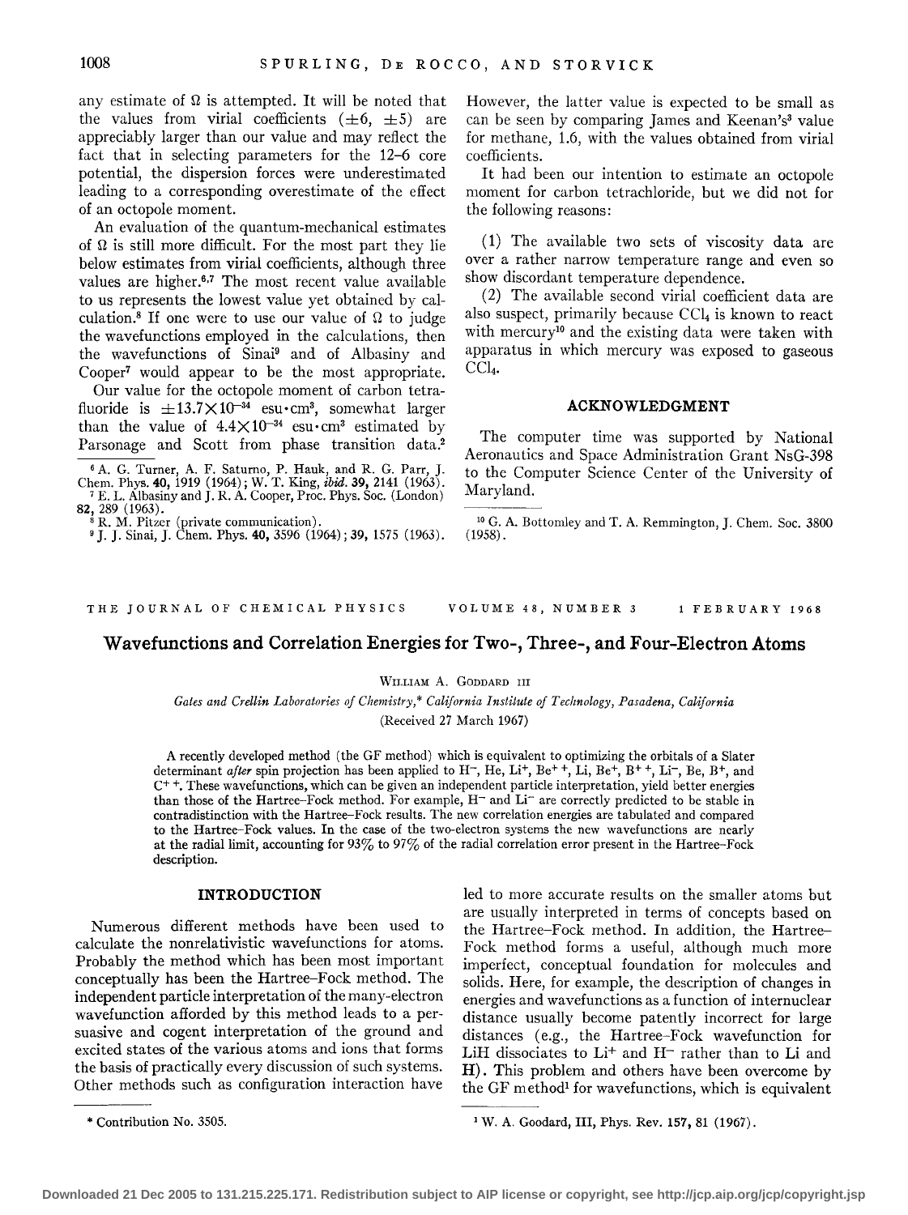any estimate of $\Omega$ is attempted. It will be noted that the values from virial coefficients ($\pm 6$, $\pm 5$) are appreciably larger than our value and may reflect the fact that in selecting parameters for the 12–6 core potential, the dispersion forces were underestimated leading to a corresponding overestimate of the effect of an octopole moment.

An evaluation of the quantum-mechanical estimates of $\Omega$ is still more difficult. For the most part they lie below estimates from virial coefficients, although three values are higher.[6,7] The most recent value available to us represents the lowest value yet obtained by calculation.[8] If one were to use our value of $\Omega$ to judge the wavefunctions employed in the calculations, then the wavefunctions of Sinai[9] and of Albasiny and Cooper[7] would appear to be the most appropriate.

Our value for the octopole moment of carbon tetrafluoride is $\pm 13.7 \times 10^{-34}$ esu·cm$^3$, somewhat larger than the value of $4.4 \times 10^{-34}$ esu·cm$^3$ estimated by Parsonage and Scott from phase transition data.[2] However, the latter value is expected to be small as can be seen by comparing James and Keenan's[3] value for methane, 1.6, with the values obtained from virial coefficients.

It had been our intention to estimate an octopole moment for carbon tetrachloride, but we did not for the following reasons:

(1) The available two sets of viscosity data are over a rather narrow temperature range and even so show discordant temperature dependence.

(2) The available second virial coefficient data are also suspect, primarily because $CCl_4$ is known to react with mercury[10] and the existing data were taken with apparatus in which mercury was exposed to gaseous $CCl_4$.

## ACKNOWLEDGMENT

The computer time was supported by National Aeronautics and Space Administration Grant NsG-398 to the Computer Science Center of the University of Maryland.

[6] A. G. Turner, A. F. Saturno, P. Hauk, and R. G. Parr, J. Chem. Phys. **40**, 1919 (1964); W. T. King, *ibid.* **39**, 2141 (1963).

[7] E. L. Albasiny and J. R. A. Cooper, Proc. Phys. Soc. (London) **82**, 289 (1963).

[8] R. M. Pitzer (private communication).

[9] J. J. Sinai, J. Chem. Phys. **40**, 3596 (1964); **39**, 1575 (1963).

[10] G. A. Bottomley and T. A. Remmington, J. Chem. Soc. 3800 (1958).

---

THE JOURNAL OF CHEMICAL PHYSICS VOLUME 48, NUMBER 3 1 FEBRUARY 1968

# Wavefunctions and Correlation Energies for Two-, Three-, and Four-Electron Atoms

WILLIAM A. GODDARD III

*Gates and Crellin Laboratories of Chemistry,\* California Institute of Technology, Pasadena, California*

(Received 27 March 1967)

A recently developed method (the GF method) which is equivalent to optimizing the orbitals of a Slater determinant *after* spin projection has been applied to $H^-$, He, $Li^+$, $Be^{++}$, Li, $Be^+$, $B^{++}$, $Li^-$, Be, $B^+$, and $C^{++}$. These wavefunctions, which can be given an independent particle interpretation, yield better energies than those of the Hartree–Fock method. For example, $H^-$ and $Li^-$ are correctly predicted to be stable in contradistinction with the Hartree–Fock results. The new correlation energies are tabulated and compared to the Hartree–Fock values. In the case of the two-electron systems the new wavefunctions are nearly at the radial limit, accounting for 93% to 97% of the radial correlation error present in the Hartree–Fock description.

## INTRODUCTION

Numerous different methods have been used to calculate the nonrelativistic wavefunctions for atoms. Probably the method which has been most important conceptually has been the Hartree–Fock method. The independent particle interpretation of the many-electron wavefunction afforded by this method leads to a persuasive and cogent interpretation of the ground and excited states of the various atoms and ions that forms the basis of practically every discussion of such systems. Other methods such as configuration interaction have led to more accurate results on the smaller atoms but are usually interpreted in terms of concepts based on the Hartree–Fock method. In addition, the Hartree–Fock method forms a useful, although much more imperfect, conceptual foundation for molecules and solids. Here, for example, the description of changes in energies and wavefunctions as a function of internuclear distance usually become patently incorrect for large distances (e.g., the Hartree–Fock wavefunction for LiH dissociates to $Li^+$ and $H^-$ rather than to Li and H). This problem and others have been overcome by the GF method[1] for wavefunctions, which is equivalent

\* Contribution No. 3505.

[1] W. A. Goodard, III, Phys. Rev. **157**, 81 (1967).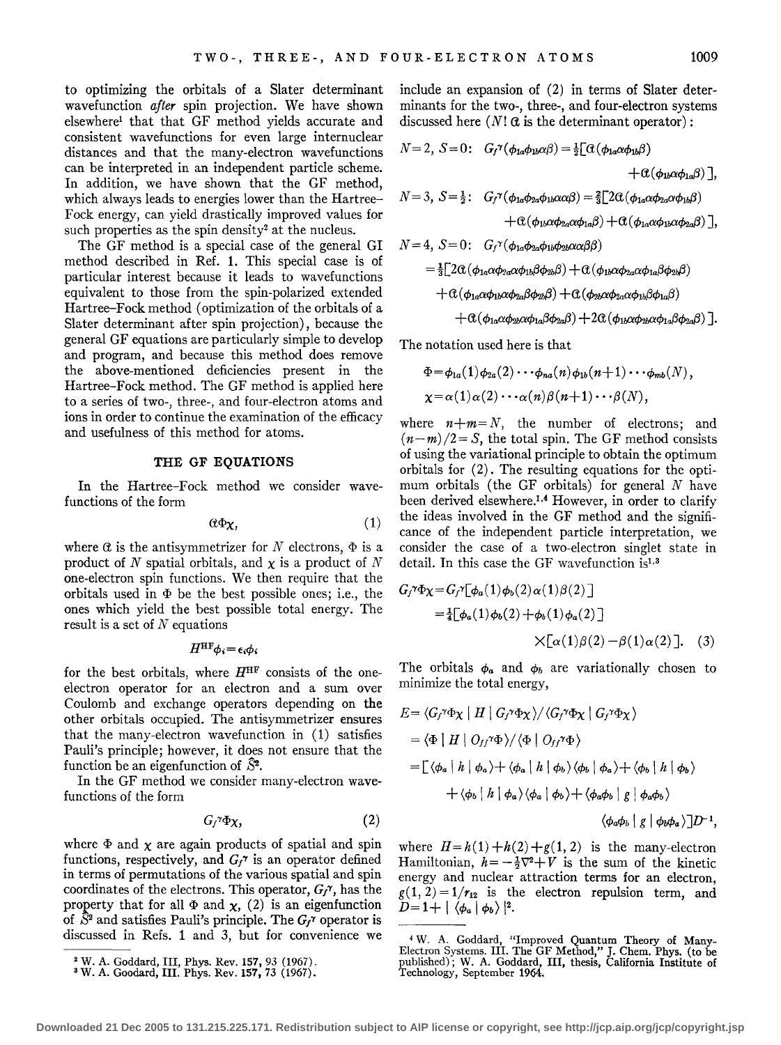to optimizing the orbitals of a Slater determinant wavefunction *after* spin projection. We have shown elsewhere[1] that that GF method yields accurate and consistent wavefunctions for even large internuclear distances and that the many-electron wavefunctions can be interpreted in an independent particle scheme. In addition, we have shown that the GF method, which always leads to energies lower than the Hartree–Fock energy, can yield drastically improved values for such properties as the spin density[2] at the nucleus.

The GF method is a special case of the general GI method described in Ref. 1. This special case is of particular interest because it leads to wavefunctions equivalent to those from the spin-polarized extended Hartree–Fock method (optimization of the orbitals of a Slater determinant after spin projection), because the general GF equations are particularly simple to develop and program, and because this method does remove the above-mentioned deficiencies present in the Hartree–Fock method. The GF method is applied here to a series of two-, three-, and four-electron atoms and ions in order to continue the examination of the efficacy and usefulness of this method for atoms.

## THE GF EQUATIONS

In the Hartree–Fock method we consider wavefunctions of the form

$$\mathcal{A}\Phi\chi, \tag{1}$$

where $\mathcal{A}$ is the antisymmetrizer for $N$ electrons, $\Phi$ is a product of $N$ spatial orbitals, and $\chi$ is a product of $N$ one-electron spin functions. We then require that the orbitals used in $\Phi$ be the best possible ones; i.e., the ones which yield the best possible total energy. The result is a set of $N$ equations

$$H^{\mathrm{HF}}\phi_i=\epsilon_i\phi_i$$

for the best orbitals, where $H^{\mathrm{HF}}$ consists of the one-electron operator for an electron and a sum over Coulomb and exchange operators depending on the other orbitals occupied. The antisymmetrizer ensures that the many-electron wavefunction in (1) satisfies Pauli's principle; however, it does not ensure that the function be an eigenfunction of $\hat{S}^2$.

In the GF method we consider many-electron wavefunctions of the form

$$G_f{}^{\gamma}\Phi\chi, \tag{2}$$

where $\Phi$ and $\chi$ are again products of spatial and spin functions, respectively, and $G_f{}^{\gamma}$ is an operator defined in terms of permutations of the various spatial and spin coordinates of the electrons. This operator, $G_f{}^{\gamma}$, has the property that for all $\Phi$ and $\chi$, (2) is an eigenfunction of $\hat{S}^2$ and satisfies Pauli's principle. The $G_f{}^{\gamma}$ operator is discussed in Refs. 1 and 3, but for convenience we include an expansion of (2) in terms of Slater determinants for the two-, three-, and four-electron systems discussed here ($N!\,\mathcal{A}$ is the determinant operator):

$$N=2,\ S=0:\quad G_f{}^{\gamma}(\phi_{1a}\phi_{1b}\alpha\beta)=\tfrac{1}{2}[\mathcal{A}(\phi_{1a}\alpha\phi_{1b}\beta)+\mathcal{A}(\phi_{1b}\alpha\phi_{1a}\beta)],$$

$$N=3,\ S=\tfrac{1}{2}:\quad G_f{}^{\gamma}(\phi_{1a}\phi_{2a}\phi_{1b}\alpha\alpha\beta)=\tfrac{2}{3}[2\mathcal{A}(\phi_{1a}\alpha\phi_{2a}\alpha\phi_{1b}\beta)+\mathcal{A}(\phi_{1b}\alpha\phi_{2a}\alpha\phi_{1a}\beta)+\mathcal{A}(\phi_{1a}\alpha\phi_{1b}\alpha\phi_{2a}\beta)],$$

$$\begin{aligned}N=4,\ S=0:\quad &G_f{}^{\gamma}(\phi_{1a}\phi_{2a}\phi_{1b}\phi_{2b}\alpha\alpha\beta\beta)\\&=\tfrac{1}{3}[2\mathcal{A}(\phi_{1a}\alpha\phi_{2a}\alpha\phi_{1b}\beta\phi_{2b}\beta)+\mathcal{A}(\phi_{1b}\alpha\phi_{2a}\alpha\phi_{1a}\beta\phi_{2b}\beta)\\&\quad+\mathcal{A}(\phi_{1a}\alpha\phi_{1b}\alpha\phi_{2a}\beta\phi_{2b}\beta)+\mathcal{A}(\phi_{2b}\alpha\phi_{2a}\alpha\phi_{1b}\beta\phi_{1a}\beta)\\&\quad+\mathcal{A}(\phi_{1a}\alpha\phi_{2b}\alpha\phi_{1a}\beta\phi_{2a}\beta)+2\mathcal{A}(\phi_{1b}\alpha\phi_{2b}\alpha\phi_{1a}\beta\phi_{2a}\beta)].\end{aligned}$$

The notation used here is that

$$\Phi=\phi_{1a}(1)\phi_{2a}(2)\cdots\phi_{na}(n)\phi_{1b}(n+1)\cdots\phi_{mb}(N),$$

$$\chi=\alpha(1)\alpha(2)\cdots\alpha(n)\beta(n+1)\cdots\beta(N),$$

where $n+m=N$, the number of electrons; and $(n-m)/2=S$, the total spin. The GF method consists of using the variational principle to obtain the optimum orbitals for (2). The resulting equations for the optimum orbitals (the GF orbitals) for general $N$ have been derived elsewhere.[1,4] However, in order to clarify the ideas involved in the GF method and the significance of the independent particle interpretation, we consider the case of a two-electron singlet state in detail. In this case the GF wavefunction is[1,3]

$$\begin{aligned}G_f{}^{\gamma}\Phi\chi&=G_f{}^{\gamma}[\phi_a(1)\phi_b(2)\alpha(1)\beta(2)]\\&=\tfrac{1}{4}[\phi_a(1)\phi_b(2)+\phi_b(1)\phi_a(2)]\\&\qquad\times[\alpha(1)\beta(2)-\beta(1)\alpha(2)].\end{aligned}\tag{3}$$

The orbitals $\phi_a$ and $\phi_b$ are variationally chosen to minimize the total energy,

$$\begin{aligned}E&=\langle G_f{}^{\gamma}\Phi\chi\mid H\mid G_f{}^{\gamma}\Phi\chi\rangle/\langle G_f{}^{\gamma}\Phi\chi\mid G_f{}^{\gamma}\Phi\chi\rangle\\&=\langle\Phi\mid H\mid O_{ff}{}^{\gamma}\Phi\rangle/\langle\Phi\mid O_{ff}{}^{\gamma}\Phi\rangle\\&=[\langle\phi_a\mid h\mid\phi_a\rangle+\langle\phi_a\mid h\mid\phi_b\rangle\langle\phi_b\mid\phi_a\rangle+\langle\phi_b\mid h\mid\phi_b\rangle\\&\quad+\langle\phi_b\mid h\mid\phi_a\rangle\langle\phi_a\mid\phi_b\rangle+\langle\phi_a\phi_b\mid g\mid\phi_a\phi_b\rangle\\&\quad+\langle\phi_a\phi_b\mid g\mid\phi_b\phi_a\rangle]D^{-1},\end{aligned}$$

where $H=h(1)+h(2)+g(1,2)$ is the many-electron Hamiltonian, $h=-\frac{1}{2}\nabla^2+V$ is the sum of the kinetic energy and nuclear attraction terms for an electron, $g(1,2)=1/r_{12}$ is the electron repulsion term, and $D=1+|\langle\phi_a\mid\phi_b\rangle|^2$.

---

[2] W. A. Goddard, III, Phys. Rev. 157, 93 (1967).

[3] W. A. Goodard, III. Phys. Rev. 157, 73 (1967).

[4] W. A. Goddard, "Improved Quantum Theory of Many-Electron Systems. III. The GF Method," J. Chem. Phys. (to be published); W. A. Goddard, III, thesis, California Institute of Technology, September 1964.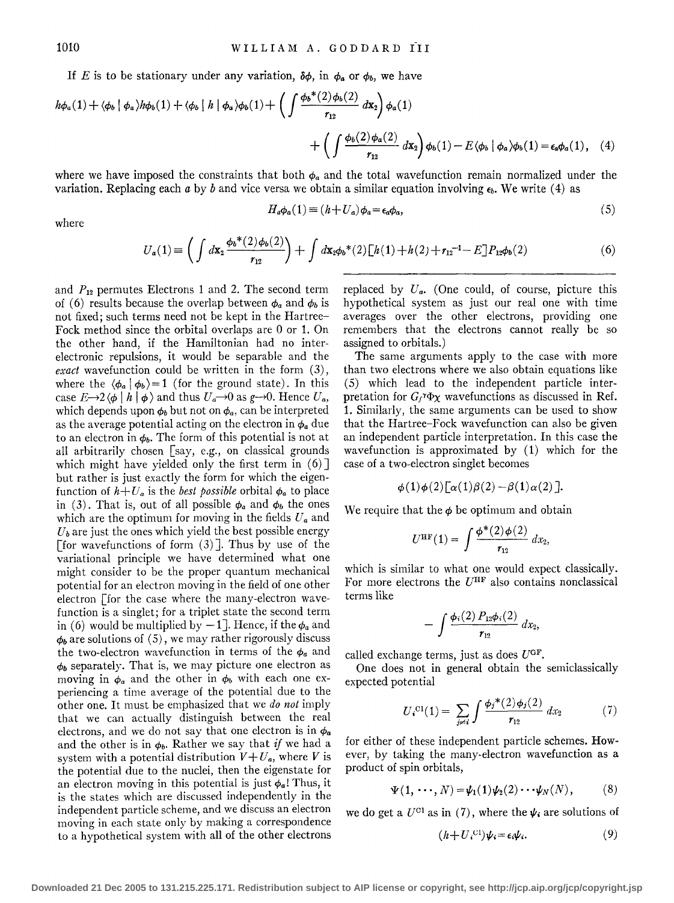If $E$ is to be stationary under any variation, $\delta\phi$, in $\phi_a$ or $\phi_b$, we have

$$h\phi_a(1)+\langle\phi_b\mid\phi_a\rangle h\phi_b(1)+\langle\phi_b\mid h\mid\phi_a\rangle\phi_b(1)+\left(\int\frac{\phi_b^*(2)\phi_b(2)}{r_{12}}\,d\mathbf{x}_2\right)\phi_a(1)+\left(\int\frac{\phi_b(2)\phi_a(2)}{r_{12}}\,d\mathbf{x}_2\right)\phi_b(1)-E\langle\phi_b\mid\phi_a\rangle\phi_b(1)=\epsilon_a\phi_a(1),\quad(4)$$

where we have imposed the constraints that both $\phi_a$ and the total wavefunction remain normalized under the variation. Replacing each $a$ by $b$ and vice versa we obtain a similar equation involving $\epsilon_b$. We write (4) as

$$H_a\phi_a(1)\equiv(h+U_a)\phi_a=\epsilon_a\phi_a,\quad(5)$$

where

$$U_a(1)\equiv\left(\int d\mathbf{x}_2\frac{\phi_b^*(2)\phi_b(2)}{r_{12}}\right)+\int d\mathbf{x}_2\phi_b^*(2)[h(1)+h(2)+r_{12}^{-1}-E]P_{12}\phi_b(2)\quad(6)$$

and $P_{12}$ permutes Electrons 1 and 2. The second term of (6) results because the overlap between $\phi_a$ and $\phi_b$ is not fixed; such terms need not be kept in the Hartree–Fock method since the orbital overlaps are 0 or 1. On the other hand, if the Hamiltonian had no interelectronic repulsions, it would be separable and the *exact* wavefunction could be written in the form (3), where the $\langle\phi_a\mid\phi_b\rangle=1$ (for the ground state). In this case $E\rightarrow2\langle\phi\mid h\mid\phi\rangle$ and thus $U_a\rightarrow0$ as $g\rightarrow0$. Hence $U_a$, which depends upon $\phi_b$ but not on $\phi_a$, can be interpreted as the average potential acting on the electron in $\phi_a$ due to an electron in $\phi_b$. The form of this potential is not at all arbitrarily chosen [say, e.g., on classical grounds which might have yielded only the first term in (6)] but rather is just exactly the form for which the eigenfunction of $h+U_a$ is the *best possible* orbital $\phi_a$ to place in (3). That is, out of all possible $\phi_a$ and $\phi_b$ the ones which are the optimum for moving in the fields $U_a$ and $U_b$ are just the ones which yield the best possible energy [for wavefunctions of form (3)]. Thus by use of the variational principle we have determined what one might consider to be the proper quantum mechanical potential for an electron moving in the field of one other electron [for the case where the many-electron wavefunction is a singlet; for a triplet state the second term in (6) would be multiplied by $-1$]. Hence, if the $\phi_a$ and $\phi_b$ are solutions of (5), we may rather rigorously discuss the two-electron wavefunction in terms of the $\phi_a$ and $\phi_b$ separately. That is, we may picture one electron as moving in $\phi_a$ and the other in $\phi_b$ with each one experiencing a time average of the potential due to the other one. It must be emphasized that we *do not* imply that we can actually distinguish between the real electrons, and we do not say that one electron is in $\phi_a$ and the other is in $\phi_b$. Rather we say that *if* we had a system with a potential distribution $V+U_a$, where $V$ is the potential due to the nuclei, then the eigenstate for an electron moving in this potential is just $\phi_a$! Thus, it is the states which are discussed independently in the independent particle scheme, and we discuss an electron moving in each state only by making a correspondence to a hypothetical system with all of the other electrons replaced by $U_a$. (One could, of course, picture this hypothetical system as just our real one with time averages over the other electrons, providing one remembers that the electrons cannot really be so assigned to orbitals.)

The same arguments apply to the case with more than two electrons where we also obtain equations like (5) which lead to the independent particle interpretation for $G_f{}^{\gamma}\Phi\chi$ wavefunctions as discussed in Ref. 1. Similarly, the same arguments can be used to show that the Hartree–Fock wavefunction can also be given an independent particle interpretation. In this case the wavefunction is approximated by (1) which for the case of a two-electron singlet becomes

$$\phi(1)\phi(2)[\alpha(1)\beta(2)-\beta(1)\alpha(2)].$$

We require that the $\phi$ be optimum and obtain

$$U^{\mathrm{HF}}(1)=\int\frac{\phi^*(2)\phi(2)}{r_{12}}\,dx_2,$$

which is similar to what one would expect classically. For more electrons the $U^{\mathrm{HF}}$ also contains nonclassical terms like

$$-\int\frac{\phi_i(2)\,P_{12}\phi_i(2)}{r_{12}}\,dx_2,$$

called exchange terms, just as does $U^{\mathrm{GF}}$.

One does not in general obtain the semiclassically expected potential

$$U_i^{\mathrm{Cl}}(1)=\sum_{j\neq i}\int\frac{\phi_j^*(2)\phi_j(2)}{r_{12}}\,dx_2\quad(7)$$

for either of these independent particle schemes. However, by taking the many-electron wavefunction as a product of spin orbitals,

$$\Psi(1,\cdots,N)=\psi_1(1)\psi_2(2)\cdots\psi_N(N),\quad(8)$$

we do get a $U^{\mathrm{Cl}}$ as in (7), where the $\psi_i$ are solutions of

$$(h+U_i^{\mathrm{Cl}})\psi_i=\epsilon_i\psi_i.\quad(9)$$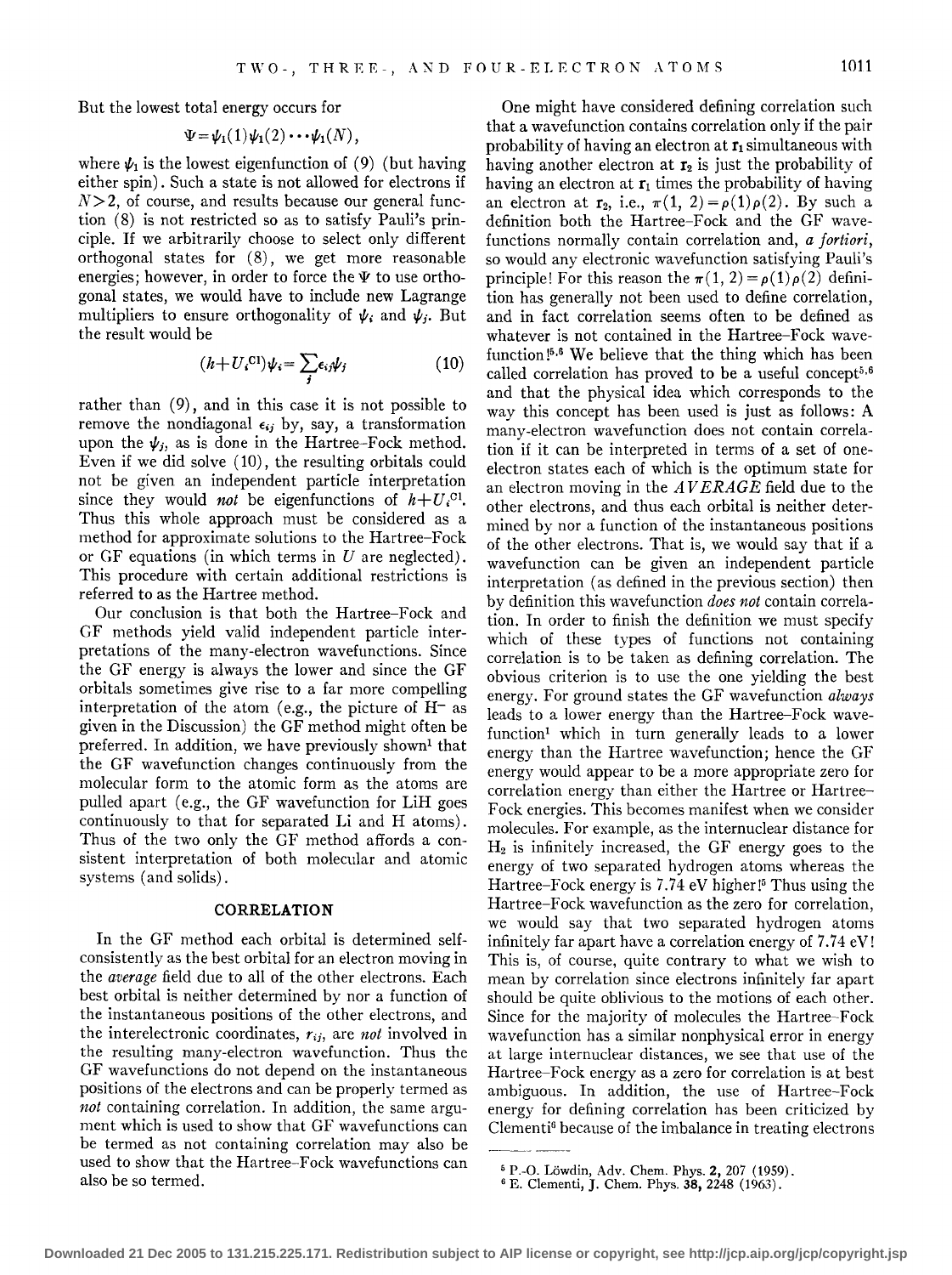But the lowest total energy occurs for

$$\Psi = \psi_1(1)\psi_1(2)\cdots\psi_1(N),$$

where $\psi_1$ is the lowest eigenfunction of (9) (but having either spin). Such a state is not allowed for electrons if $N>2$, of course, and results because our general function (8) is not restricted so as to satisfy Pauli's principle. If we arbitrarily choose to select only different orthogonal states for (8), we get more reasonable energies; however, in order to force the $\Psi$ to use orthogonal states, we would have to include new Lagrange multipliers to ensure orthogonality of $\psi_i$ and $\psi_j$. But the result would be

$$(h+U_i^{\text{Cl}})\psi_i = \sum_j \epsilon_{ij}\psi_j \tag{10}$$

rather than (9), and in this case it is not possible to remove the nondiagonal $\epsilon_{ij}$ by, say, a transformation upon the $\psi_j$, as is done in the Hartree–Fock method. Even if we did solve (10), the resulting orbitals could not be given an independent particle interpretation since they would *not* be eigenfunctions of $h+U_i^{\text{Cl}}$. Thus this whole approach must be considered as a method for approximate solutions to the Hartree–Fock or GF equations (in which terms in $U$ are neglected). This procedure with certain additional restrictions is referred to as the Hartree method.

Our conclusion is that both the Hartree–Fock and GF methods yield valid independent particle interpretations of the many-electron wavefunctions. Since the GF energy is always the lower and since the GF orbitals sometimes give rise to a far more compelling interpretation of the atom (e.g., the picture of $H^-$ as given in the Discussion) the GF method might often be preferred. In addition, we have previously shown[1] that the GF wavefunction changes continuously from the molecular form to the atomic form as the atoms are pulled apart (e.g., the GF wavefunction for LiH goes continuously to that for separated Li and H atoms). Thus of the two only the GF method affords a consistent interpretation of both molecular and atomic systems (and solids).

## CORRELATION

In the GF method each orbital is determined self-consistently as the best orbital for an electron moving in the *average* field due to all of the other electrons. Each best orbital is neither determined by nor a function of the instantaneous positions of the other electrons, and the interelectronic coordinates, $r_{ij}$, are *not* involved in the resulting many-electron wavefunction. Thus the GF wavefunctions do not depend on the instantaneous positions of the electrons and can be properly termed as *not* containing correlation. In addition, the same argument which is used to show that GF wavefunctions can be termed as not containing correlation may also be used to show that the Hartree–Fock wavefunctions can also be so termed.

One might have considered defining correlation such that a wavefunction contains correlation only if the pair probability of having an electron at $\mathbf{r}_1$ simultaneous with having another electron at $\mathbf{r}_2$ is just the probability of having an electron at $\mathbf{r}_1$ times the probability of having an electron at $\mathbf{r}_2$, i.e., $\pi(1,2)=\rho(1)\rho(2)$. By such a definition both the Hartree–Fock and the GF wavefunctions normally contain correlation and, *a fortiori*, so would any electronic wavefunction satisfying Pauli's principle! For this reason the $\pi(1,2)=\rho(1)\rho(2)$ definition has generally not been used to define correlation, and in fact correlation seems often to be defined as whatever is not contained in the Hartree–Fock wavefunction![5,6] We believe that the thing which has been called correlation has proved to be a useful concept[5,6] and that the physical idea which corresponds to the way this concept has been used is just as follows: A many-electron wavefunction does not contain correlation if it can be interpreted in terms of a set of one-electron states each of which is the optimum state for an electron moving in the *AVERAGE* field due to the other electrons, and thus each orbital is neither determined by nor a function of the instantaneous positions of the other electrons. That is, we would say that if a wavefunction can be given an independent particle interpretation (as defined in the previous section) then by definition this wavefunction *does not* contain correlation. In order to finish the definition we must specify which of these types of functions not containing correlation is to be taken as defining correlation. The obvious criterion is to use the one yielding the best energy. For ground states the GF wavefunction *always* leads to a lower energy than the Hartree–Fock wavefunction[1] which in turn generally leads to a lower energy than the Hartree wavefunction; hence the GF energy would appear to be a more appropriate zero for correlation energy than either the Hartree or Hartree–Fock energies. This becomes manifest when we consider molecules. For example, as the internuclear distance for $H_2$ is infinitely increased, the GF energy goes to the energy of two separated hydrogen atoms whereas the Hartree–Fock energy is 7.74 eV higher![5] Thus using the Hartree–Fock wavefunction as the zero for correlation, we would say that two separated hydrogen atoms infinitely far apart have a correlation energy of 7.74 eV! This is, of course, quite contrary to what we wish to mean by correlation since electrons infinitely far apart should be quite oblivious to the motions of each other. Since for the majority of molecules the Hartree–Fock wavefunction has a similar nonphysical error in energy at large internuclear distances, we see that use of the Hartree–Fock energy as a zero for correlation is at best ambiguous. In addition, the use of Hartree–Fock energy for defining correlation has been criticized by Clementi[6] because of the imbalance in treating electrons

[5] P.-O. Löwdin, Adv. Chem. Phys. **2**, 207 (1959).
[6] E. Clementi, J. Chem. Phys. **38**, 2248 (1963).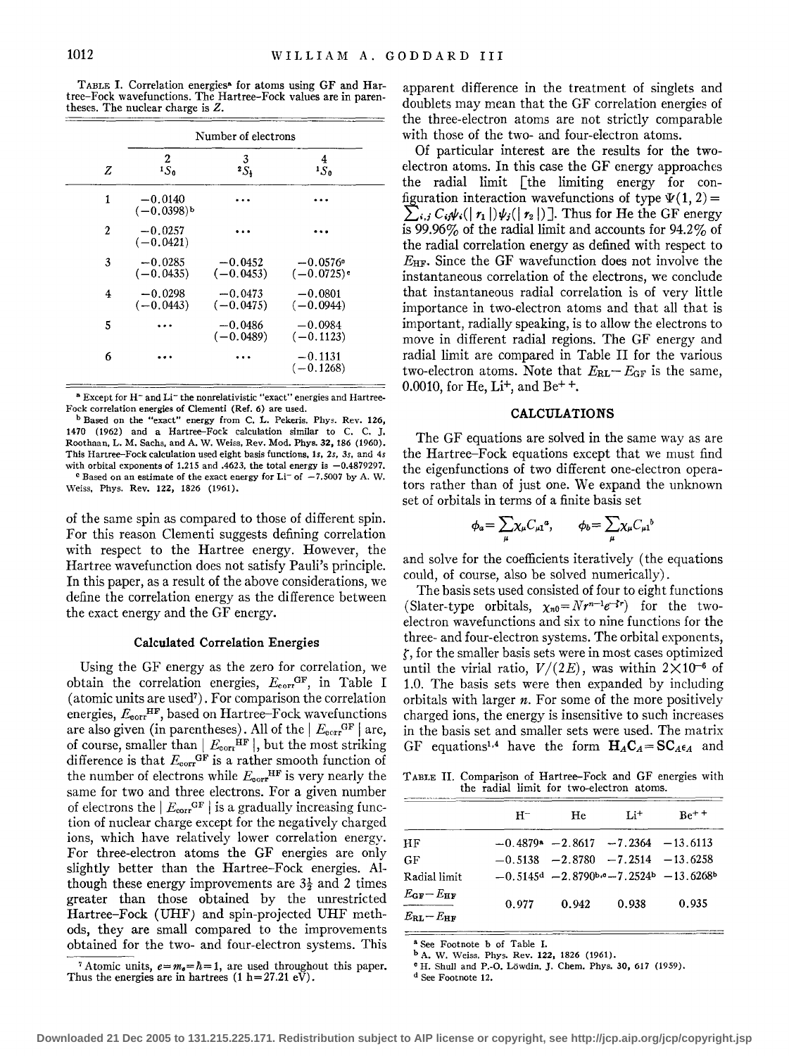TABLE I. Correlation energies[a] for atoms using GF and Hartree–Fock wavefunctions. The Hartree–Fock values are in parentheses. The nuclear charge is $Z$.

| | Number of electrons | | |
|---|---|---|---|
| $Z$ | 2 $^1S_0$ | 3 $^2S_{\frac{1}{2}}$ | 4 $^1S_0$ |
| 1 | −0.0140 (−0.0398)[b] | ... | ... |
| 2 | −0.0257 (−0.0421) | ... | ... |
| 3 | −0.0285 (−0.0435) | −0.0452 (−0.0453) | −0.0576[c] (−0.0725)[c] |
| 4 | −0.0298 (−0.0443) | −0.0473 (−0.0475) | −0.0801 (−0.0944) |
| 5 | ... | −0.0486 (−0.0489) | −0.0984 (−0.1123) |
| 6 | ... | ... | −0.1131 (−0.1268) |

[a] Except for $H^-$ and $Li^-$ the nonrelativistic "exact" energies and Hartree–Fock correlation energies of Clementi (Ref. 6) are used.

[b] Based on the "exact" energy from C. L. Pekeris, Phys. Rev. **126**, 1470 (1962) and a Hartree–Fock calculation similar to C. C. J. Roothaan, L. M. Sachs, and A. W. Weiss, Rev. Mod. Phys. **32**, 186 (1960). This Hartree–Fock calculation used eight basis functions, 1s, 2s, 3s, and 4s with orbital exponents of 1.215 and .4623, the total energy is −0.4879297.

[c] Based on an estimate of the exact energy for $Li^-$ of −7.5007 by A. W. Weiss, Phys. Rev. **122**, 1826 (1961).

of the same spin as compared to those of different spin. For this reason Clementi suggests defining correlation with respect to the Hartree energy. However, the Hartree wavefunction does not satisfy Pauli's principle. In this paper, as a result of the above considerations, we define the correlation energy as the difference between the exact energy and the GF energy.

### Calculated Correlation Energies

Using the GF energy as the zero for correlation, we obtain the correlation energies, $E_{\text{corr}}^{\text{GF}}$, in Table I (atomic units are used[7]). For comparison the correlation energies, $E_{\text{corr}}^{\text{HF}}$, based on Hartree–Fock wavefunctions are also given (in parentheses). All of the $|E_{\text{corr}}^{\text{GF}}|$ are, of course, smaller than $|E_{\text{corr}}^{\text{HF}}|$, but the most striking difference is that $E_{\text{corr}}^{\text{GF}}$ is a rather smooth function of the number of electrons while $E_{\text{corr}}^{\text{HF}}$ is very nearly the same for two and three electrons. For a given number of electrons the $|E_{\text{corr}}^{\text{GF}}|$ is a gradually increasing function of nuclear charge except for the negatively charged ions, which have relatively lower correlation energy. For three-electron atoms the GF energies are only slightly better than the Hartree–Fock energies. Although these energy improvements are $3\frac{1}{2}$ and 2 times greater than those obtained by the unrestricted Hartree–Fock (UHF) and spin-projected UHF methods, they are small compared to the improvements obtained for the two- and four-electron systems. This apparent difference in the treatment of singlets and doublets may mean that the GF correlation energies of the three-electron atoms are not strictly comparable with those of the two- and four-electron atoms.

[7] Atomic units, $e = m_e = \hbar = 1$, are used throughout this paper. Thus the energies are in hartrees (1 h = 27.21 eV).

Of particular interest are the results for the two-electron atoms. In this case the GF energy approaches the radial limit [the limiting energy for configuration interaction wavefunctions of type $\Psi(1,2) = \sum_{i,j} C_{ij}\psi_i(|r_1|)\psi_j(|r_2|)$]. Thus for He the GF energy is 99.96% of the radial limit and accounts for 94.2% of the radial correlation energy as defined with respect to $E_{\text{HF}}$. Since the GF wavefunction does not involve the instantaneous correlation of the electrons, we conclude that instantaneous radial correlation is of very little importance in two-electron atoms and that all that is important, radially speaking, is to allow the electrons to move in different radial regions. The GF energy and radial limit are compared in Table II for the various two-electron atoms. Note that $E_{\text{RL}} - E_{\text{GF}}$ is the same, 0.0010, for He, $Li^+$, and $Be^{++}$.

## CALCULATIONS

The GF equations are solved in the same way as are the Hartree–Fock equations except that we must find the eigenfunctions of two different one-electron operators rather than of just one. We expand the unknown set of orbitals in terms of a finite basis set

$$\phi_a = \sum_\mu \chi_\mu C_{\mu 1}{}^a, \qquad \phi_b = \sum_\mu \chi_\mu C_{\mu 1}{}^b$$

and solve for the coefficients iteratively (the equations could, of course, also be solved numerically).

The basis sets used consisted of four to eight functions (Slater-type orbitals, $\chi_{n0} = Nr^{n-1}e^{-\zeta r}$) for the two-electron wavefunctions and six to nine functions for the three- and four-electron systems. The orbital exponents, $\zeta$, for the smaller basis sets were in most cases optimized until the virial ratio, $V/(2E)$, was within $2\times10^{-6}$ of 1.0. The basis sets were then expanded by including orbitals with larger $n$. For some of the more positively charged ions, the energy is insensitive to such increases in the basis set and smaller sets were used. The matrix GF equations[1,4] have the form $\mathbf{H}_A\mathbf{C}_A = \mathbf{S}\mathbf{C}_A\epsilon_A$ and

TABLE II. Comparison of Hartree–Fock and GF energies with the radial limit for two-electron atoms.

| | $H^-$ | He | $Li^+$ | $Be^{++}$ |
|---|---|---|---|---|
| HF | −0.4879[a] | −2.8617 | −7.2364 | −13.6113 |
| GF | −0.5138 | −2.8780 | −7.2514 | −13.6258 |
| Radial limit | −0.5145[d] | −2.8790[b,c] | −7.2524[b] | −13.6268[b] |
| $\dfrac{E_{\text{GF}} - E_{\text{HF}}}{E_{\text{RL}} - E_{\text{HF}}}$ | 0.977 | 0.942 | 0.938 | 0.935 |

[a] See Footnote b of Table I.

[b] A. W. Weiss, Phys. Rev. **122**, 1826 (1961).

[c] H. Shull and P.-O. Löwdin, J. Chem. Phys. **30**, 617 (1959).

[d] See Footnote 12.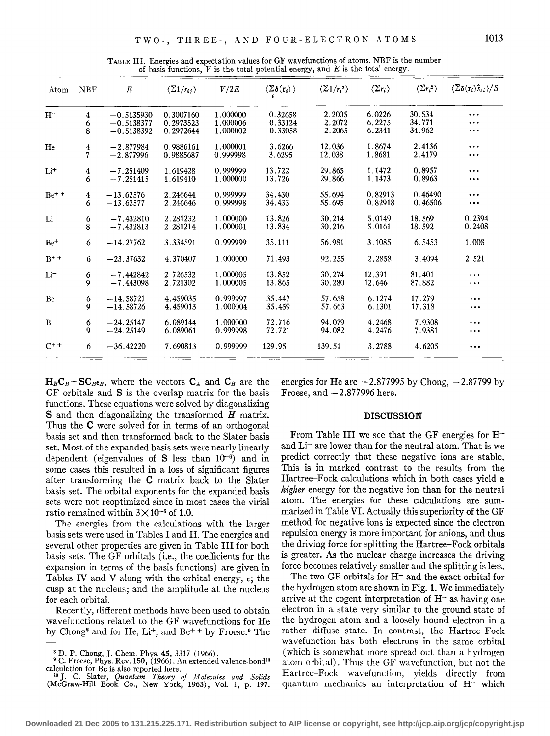TABLE III. Energies and expectation values for GF wavefunctions of atoms. NBF is the number of basis functions, $V$ is the total potential energy, and $E$ is the total energy.

| Atom | NBF | $E$ | $\langle\Sigma 1/r_{ij}\rangle$ | $V/2E$ | $\langle\sum_i \delta(\mathbf{r}_i)\rangle$ | $\langle\Sigma 1/r_i^2\rangle$ | $\langle\Sigma r_i\rangle$ | $\langle\Sigma r_i^2\rangle$ | $\langle\Sigma\delta(\mathbf{r}_i)\hat{s}_{zi}\rangle/S$ |
|---|---|---|---|---|---|---|---|---|---|
| $H^-$ | 4 | −0.5135930 | 0.3007160 | 1.000000 | 0.32658 | 2.2005 | 6.0226 | 30.534 | ··· |
| | 6 | −0.5138377 | 0.2973523 | 1.000006 | 0.33124 | 2.2072 | 6.2275 | 34.771 | ··· |
| | 8 | −0.5138392 | 0.2972644 | 1.000002 | 0.33058 | 2.2065 | 6.2341 | 34.962 | ··· |
| He | 4 | −2.877984 | 0.9886161 | 1.000001 | 3.6266 | 12.036 | 1.8674 | 2.4136 | ··· |
| | 7 | −2.877996 | 0.9885687 | 0.999998 | 3.6295 | 12.038 | 1.8681 | 2.4179 | ··· |
| $Li^+$ | 4 | −7.251409 | 1.619428 | 0.999999 | 13.722 | 29.865 | 1.1472 | 0.8957 | ··· |
| | 6 | −7.251415 | 1.619410 | 1.000000 | 13.726 | 29.866 | 1.1473 | 0.8963 | ··· |
| $Be^{++}$ | 4 | −13.62576 | 2.246644 | 0.999999 | 34.430 | 55.694 | 0.82913 | 0.46490 | ··· |
| | 6 | −13.62577 | 2.246646 | 0.999998 | 34.433 | 55.695 | 0.82918 | 0.46506 | ··· |
| Li | 6 | −7.432810 | 2.281232 | 1.000000 | 13.826 | 30.214 | 5.0149 | 18.569 | 0.2394 |
| | 8 | −7.432813 | 2.281214 | 1.000001 | 13.834 | 30.216 | 5.0161 | 18.592 | 0.2408 |
| $Be^+$ | 6 | −14.27762 | 3.334591 | 0.999999 | 35.111 | 56.981 | 3.1085 | 6.5453 | 1.008 |
| $B^{++}$ | 6 | −23.37632 | 4.370407 | 1.000000 | 71.493 | 92.255 | 2.2858 | 3.4094 | 2.521 |
| $Li^-$ | 6 | −7.442842 | 2.726532 | 1.000005 | 13.852 | 30.274 | 12.391 | 81.401 | ··· |
| | 9 | −7.443098 | 2.721302 | 1.000005 | 13.865 | 30.280 | 12.646 | 87.882 | ··· |
| Be | 6 | −14.58721 | 4.459035 | 0.999997 | 35.447 | 57.658 | 6.1274 | 17.279 | ··· |
| | 9 | −14.58726 | 4.459013 | 1.000004 | 35.459 | 57.663 | 6.1301 | 17.318 | ··· |
| $B^+$ | 6 | −24.25147 | 6.089144 | 1.000000 | 72.716 | 94.079 | 4.2468 | 7.9308 | ··· |
| | 9 | −24.25149 | 6.089061 | 0.999998 | 72.721 | 94.082 | 4.2476 | 7.9381 | ··· |
| $C^{++}$ | 6 | −36.42220 | 7.690813 | 0.999999 | 129.95 | 139.51 | 3.2788 | 4.6205 | ··· |

$\mathbf{H}_B\mathbf{C}_B=\mathbf{SC}_B\epsilon_B$, where the vectors $\mathbf{C}_A$ and $\mathbf{C}_B$ are the GF orbitals and $\mathbf{S}$ is the overlap matrix for the basis functions. These equations were solved by diagonalizing $\mathbf{S}$ and then diagonalizing the transformed $H$ matrix. Thus the $\mathbf{C}$ were solved for in terms of an orthogonal basis set and then transformed back to the Slater basis set. Most of the expanded basis sets were nearly linearly dependent (eigenvalues of $\mathbf{S}$ less than $10^{-6}$) and in some cases this resulted in a loss of significant figures after transforming the $\mathbf{C}$ matrix back to the Slater basis set. The orbital exponents for the expanded basis sets were not reoptimized since in most cases the virial ratio remained within $3\times10^{-6}$ of 1.0.

The energies from the calculations with the larger basis sets were used in Tables I and II. The energies and several other properties are given in Table III for both basis sets. The GF orbitals (i.e., the coefficients for the expansion in terms of the basis functions) are given in Tables IV and V along with the orbital energy, $\epsilon$; the cusp at the nucleus; and the amplitude at the nucleus for each orbital.

Recently, different methods have been used to obtain wavefunctions related to the GF wavefunctions for He by Chong[8] and for He, $Li^+$, and $Be^{++}$ by Froese.[9] The energies for He are −2.877995 by Chong, −2.87799 by Froese, and −2.877996 here.

## DISCUSSION

From Table III we see that the GF energies for $H^-$ and $Li^-$ are lower than for the neutral atom. That is we predict correctly that these negative ions are stable. This is in marked contrast to the results from the Hartree–Fock calculations which in both cases yield a *higher* energy for the negative ion than for the neutral atom. The energies for these calculations are summarized in Table VI. Actually this superiority of the GF method for negative ions is expected since the electron repulsion energy is more important for anions, and thus the driving force for splitting the Hartree–Fock orbitals is greater. As the nuclear charge increases the driving force becomes relatively smaller and the splitting is less.

The two GF orbitals for $H^-$ and the exact orbital for the hydrogen atom are shown in Fig. 1. We immediately arrive at the cogent interpretation of $H^-$ as having one electron in a state very similar to the ground state of the hydrogen atom and a loosely bound electron in a rather diffuse state. In contrast, the Hartree–Fock wavefunction has both electrons in the same orbital (which is somewhat more spread out than a hydrogen atom orbital). Thus the GF wavefunction, but not the Hartree–Fock wavefunction, yields directly from quantum mechanics an interpretation of $H^-$ which

[8] D. P. Chong, J. Chem. Phys. **45**, 3317 (1966).

[9] C. Froese, Phys. Rev. **150**, (1966). An extended valence-bond[10] calculation for Be is also reported here.

[10] J. C. Slater, *Quantum Theory of Molecules and Solids* (McGraw-Hill Book Co., New York, 1963), Vol. 1, p. 197.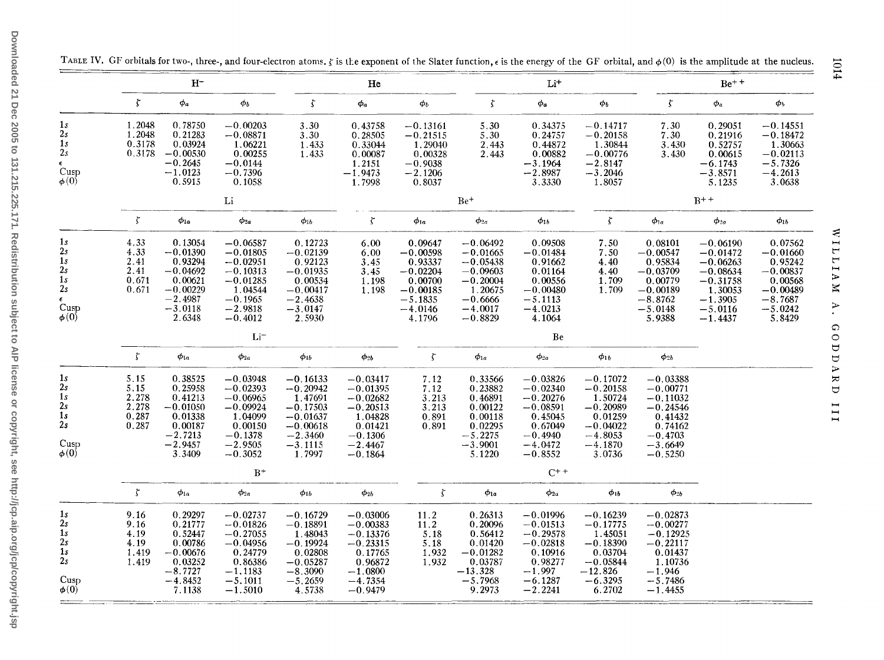TABLE IV. GF orbitals for two-, three-, and four-electron atoms. $\zeta$ is the exponent of the Slater function, $\epsilon$ is the energy of the GF orbital, and $\phi(0)$ is the amplitude at the nucleus.

| | $H^-$ | | | He | | | $Li^+$ | | | $Be^{++}$ | | |
|---|---|---|---|---|---|---|---|---|---|---|---|---|
| | $\zeta$ | $\phi_a$ | $\phi_b$ | $\zeta$ | $\phi_a$ | $\phi_b$ | $\zeta$ | $\phi_a$ | $\phi_b$ | $\zeta$ | $\phi_a$ | $\phi_b$ |
| 1s | 1.2048 | 0.78750 | −0.00203 | 3.30 | 0.43758 | −0.13161 | 5.30 | 0.34375 | −0.14717 | 7.30 | 0.29051 | −0.14551 |
| 2s | 1.2048 | 0.21283 | −0.08871 | 3.30 | 0.28505 | −0.21515 | 5.30 | 0.24757 | −0.20158 | 7.30 | 0.21916 | −0.18472 |
| 1s | 0.3178 | 0.03924 | 1.06221 | 1.433 | 0.33044 | 1.29040 | 2.443 | 0.44872 | 1.30844 | 3.430 | 0.52757 | 1.30663 |
| 2s | 0.3178 | −0.00530 | 0.00255 | 1.433 | 0.00087 | 0.00328 | 2.443 | 0.00882 | −0.00776 | 3.430 | 0.00615 | −0.02113 |
| $\epsilon$ | | −0.2645 | −0.0144 | | 1.2151 | −0.9038 | | −3.1964 | −2.8147 | | −6.1743 | −5.7326 |
| Cusp | | −1.0123 | −0.7396 | | −1.9473 | −2.1206 | | −2.8987 | −3.2046 | | −3.8571 | −4.2613 |
| $\phi(0)$ | | 0.5915 | 0.1058 | | 1.7998 | 0.8037 | | 3.3330 | 1.8057 | | 5.1235 | 3.0638 |

| | Li | | | | $Be^+$ | | | | $B^{++}$ | | | |
|---|---|---|---|---|---|---|---|---|---|---|---|---|
| | $\zeta$ | $\phi_{1a}$ | $\phi_{2a}$ | $\phi_{1b}$ | $\zeta$ | $\phi_{1a}$ | $\phi_{2a}$ | $\phi_{1b}$ | $\zeta$ | $\phi_{1a}$ | $\phi_{2a}$ | $\phi_{1b}$ |
| 1s | 4.33 | 0.13054 | −0.06587 | 0.12723 | 6.00 | 0.09647 | −0.06492 | 0.09508 | 7.50 | 0.08101 | −0.06190 | 0.07562 |
| 2s | 4.33 | −0.01390 | −0.01805 | −0.02139 | 6.00 | −0.00598 | −0.01665 | −0.01484 | 7.50 | −0.00547 | −0.01472 | −0.01660 |
| 1s | 2.41 | 0.93294 | −0.02951 | 0.92123 | 3.45 | 0.93337 | −0.05438 | 0.91662 | 4.40 | 0.95834 | −0.06263 | 0.95242 |
| 2s | 2.41 | −0.04692 | −0.10313 | −0.01935 | 3.45 | −0.02204 | −0.09603 | 0.01164 | 4.40 | −0.03709 | −0.08634 | −0.00837 |
| 1s | 0.671 | 0.00621 | −0.01285 | 0.00534 | 1.198 | 0.00700 | −0.20004 | 0.00556 | 1.709 | 0.00779 | −0.31758 | 0.00568 |
| 2s | 0.671 | −0.00229 | 1.04544 | −0.00417 | 1.198 | −0.00185 | 1.20675 | −0.00480 | 1.709 | −0.00189 | 1.30053 | −0.00489 |
| $\epsilon$ | | −2.4987 | −0.1965 | −2.4638 | | −5.1835 | −0.6666 | −5.1113 | | −8.8762 | −1.3905 | −8.7687 |
| Cusp | | −3.0118 | −2.9818 | −3.0147 | | −4.0146 | −4.0017 | −4.0213 | | −5.0148 | −5.0116 | −5.0242 |
| $\phi(0)$ | | 2.6348 | −0.4012 | 2.5930 | | 4.1796 | −0.8829 | 4.1064 | | 5.9388 | −1.4437 | 5.8429 |

| | $Li^-$ | | | | | Be | | | | |
|---|---|---|---|---|---|---|---|---|---|---|
| | $\zeta$ | $\phi_{1a}$ | $\phi_{2a}$ | $\phi_{1b}$ | $\phi_{2b}$ | $\zeta$ | $\phi_{1a}$ | $\phi_{2a}$ | $\phi_{1b}$ | $\phi_{2b}$ |
| 1s | 5.15 | 0.38525 | −0.03948 | −0.16133 | −0.03417 | 7.12 | 0.33566 | −0.03826 | −0.17072 | −0.03388 |
| 2s | 5.15 | 0.25958 | −0.02393 | −0.20942 | −0.01395 | 7.12 | 0.23882 | −0.02340 | −0.20158 | −0.00771 |
| 1s | 2.278 | 0.41213 | −0.06965 | 1.47691 | −0.02682 | 3.213 | 0.46891 | −0.20276 | 1.50724 | −0.11032 |
| 2s | 2.278 | −0.01050 | −0.09924 | −0.17503 | −0.20513 | 3.213 | 0.00122 | −0.08591 | −0.20989 | −0.24546 |
| 1s | 0.287 | 0.01338 | 1.04099 | −0.01637 | 1.04828 | 0.891 | 0.00118 | 0.45045 | 0.01259 | 0.41432 |
| 2s | 0.287 | 0.00187 | 0.00150 | −0.00618 | 0.01421 | 0.891 | 0.02295 | 0.67049 | −0.04022 | 0.74162 |
| | | −2.7213 | −0.1378 | −2.3460 | −0.1306 | | −5.2275 | −0.4940 | −4.8053 | −0.4703 |
| Cusp | | −2.9457 | −2.9505 | −3.1115 | −2.4467 | | −3.9001 | −4.0472 | −4.1870 | −3.6649 |
| $\phi(0)$ | | 3.3409 | −0.3052 | 1.7997 | −0.1864 | | 5.1220 | −0.8552 | 3.0736 | −0.5250 |

| | $B^+$ | | | | | $C^{++}$ | | | | |
|---|---|---|---|---|---|---|---|---|---|---|
| | $\zeta$ | $\phi_{1a}$ | $\phi_{2a}$ | $\phi_{1b}$ | $\phi_{2b}$ | $\zeta$ | $\phi_{1a}$ | $\phi_{2a}$ | $\phi_{1b}$ | $\phi_{2b}$ |
| 1s | 9.16 | 0.29297 | −0.02737 | −0.16729 | −0.03006 | 11.2 | 0.26313 | −0.01996 | −0.16239 | −0.02873 |
| 2s | 9.16 | 0.21777 | −0.01826 | −0.18891 | −0.00383 | 11.2 | 0.20096 | −0.01513 | −0.17775 | −0.00277 |
| 1s | 4.19 | 0.52447 | −0.27055 | 1.48043 | −0.13376 | 5.18 | 0.56412 | −0.29578 | 1.45051 | −0.12925 |
| 2s | 4.19 | 0.00786 | −0.04956 | −0.19924 | −0.23315 | 5.18 | 0.01420 | −0.02818 | −0.18390 | −0.22117 |
| 1s | 1.419 | −0.00676 | 0.24779 | 0.02808 | 0.17765 | 1.932 | −0.01282 | 0.10916 | 0.03704 | 0.01437 |
| 2s | 1.419 | 0.03252 | 0.86386 | −0.05287 | 0.96872 | 1.932 | 0.03787 | 0.98277 | −0.05844 | 1.10736 |
| | | −8.7727 | −1.1183 | −8.3090 | −1.0800 | | −13.328 | −1.997 | −12.826 | −1.946 |
| Cusp | | −4.8452 | −5.1011 | −5.2659 | −4.7354 | | −5.7968 | −6.1287 | −6.3295 | −5.7486 |
| $\phi(0)$ | | 7.1138 | −1.5010 | 4.5738 | −0.9479 | | 9.2973 | −2.2241 | 6.2702 | −1.4455 |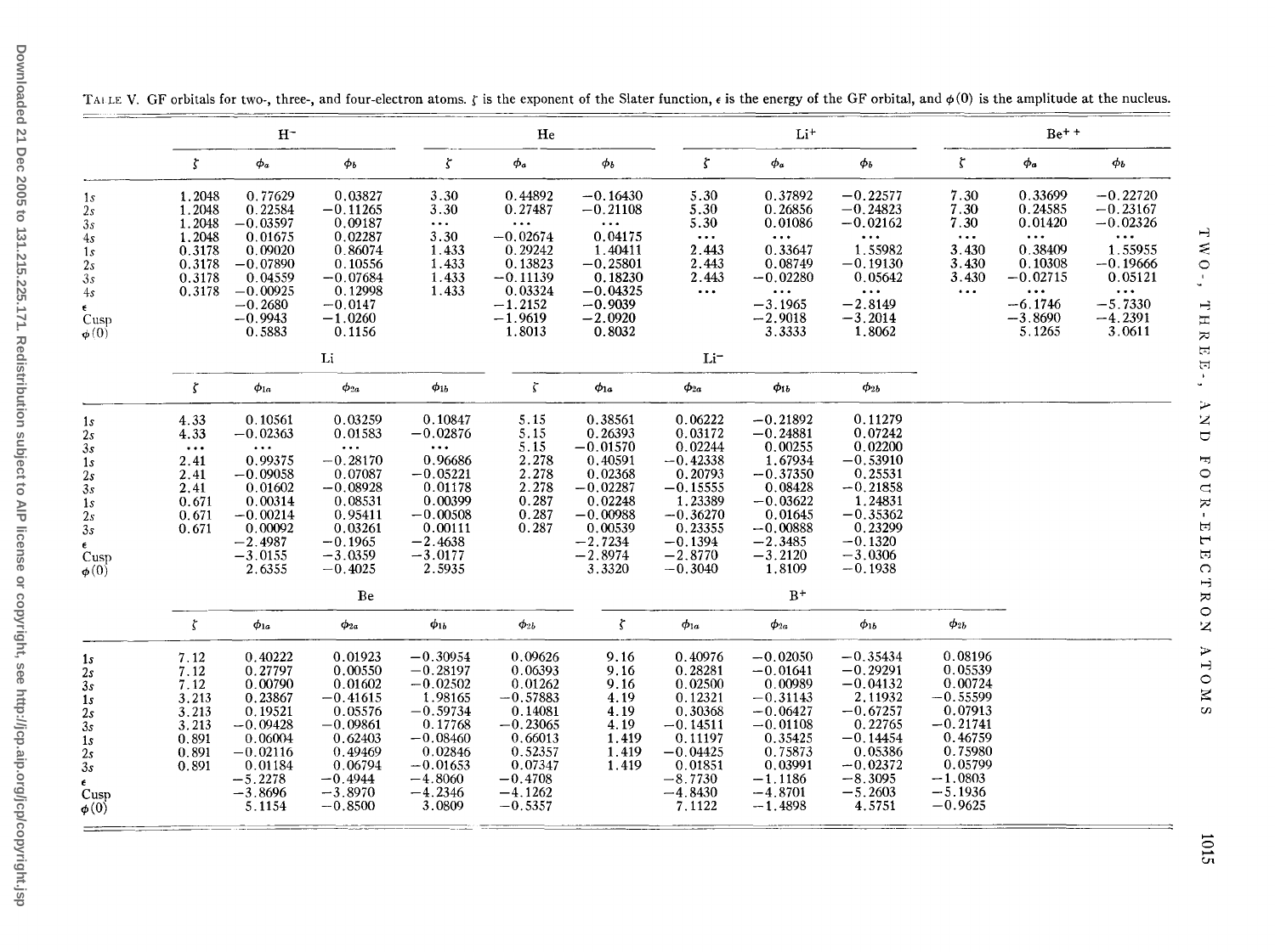TABLE V. GF orbitals for two-, three-, and four-electron atoms. $\zeta$ is the exponent of the Slater function, $\epsilon$ is the energy of the GF orbital, and $\phi(0)$ is the amplitude at the nucleus.

| | H⁻ | | | He | | | Li⁺ | | | Be⁺⁺ | | |
|---|---|---|---|---|---|---|---|---|---|---|---|---|
| | $\zeta$ | $\phi_a$ | $\phi_b$ | $\zeta$ | $\phi_a$ | $\phi_b$ | $\zeta$ | $\phi_a$ | $\phi_b$ | $\zeta$ | $\phi_a$ | $\phi_b$ |
| 1s | 1.2048 | 0.77629 | 0.03827 | 3.30 | 0.44892 | −0.16430 | 5.30 | 0.37892 | −0.22577 | 7.30 | 0.33699 | −0.22720 |
| 2s | 1.2048 | 0.22584 | −0.11265 | 3.30 | 0.27487 | −0.21108 | 5.30 | 0.26856 | −0.24823 | 7.30 | 0.24585 | −0.23167 |
| 3s | 1.2048 | −0.03597 | 0.09187 | ... | ... | ... | 5.30 | 0.01086 | −0.02162 | 7.30 | 0.01420 | −0.02326 |
| 4s | 1.2048 | 0.01675 | 0.02287 | 3.30 | −0.02674 | 0.04175 | ... | ... | ... | ... | ... | ... |
| 1s | 0.3178 | 0.09020 | 0.86074 | 1.433 | 0.29242 | 1.40411 | 2.443 | 0.33647 | 1.55982 | 3.430 | 0.38409 | 1.55955 |
| 2s | 0.3178 | −0.07890 | 0.10556 | 1.433 | 0.13823 | −0.25801 | 2.443 | 0.08749 | −0.19130 | 3.430 | 0.10308 | −0.19666 |
| 3s | 0.3178 | 0.04559 | −0.07684 | 1.433 | −0.11139 | 0.18230 | 2.443 | −0.02280 | 0.05642 | 3.430 | −0.02715 | 0.05121 |
| 4s | 0.3178 | −0.00925 | 0.12998 | 1.433 | 0.03324 | −0.04325 | ... | ... | ... | ... | ... | ... |
| $\epsilon$ | | −0.2680 | −0.0147 | | −1.2152 | −0.9039 | | −3.1965 | −2.8149 | | −6.1746 | −5.7330 |
| Cusp | | −0.9943 | −1.0260 | | −1.9619 | −2.0920 | | −2.9018 | −3.2014 | | −3.8690 | −4.2391 |
| $\phi(0)$ | | 0.5883 | 0.1156 | | 1.8013 | 0.8032 | | 3.3333 | 1.8062 | | 5.1265 | 3.0611 |

| | Li | | | | Li⁻ | | | | |
|---|---|---|---|---|---|---|---|---|---|
| | $\zeta$ | $\phi_{1a}$ | $\phi_{2a}$ | $\phi_{1b}$ | $\zeta$ | $\phi_{1a}$ | $\phi_{2a}$ | $\phi_{1b}$ | $\phi_{2b}$ |
| 1s | 4.33 | 0.10561 | 0.03259 | 0.10847 | 5.15 | 0.38561 | 0.06222 | −0.21892 | 0.11279 |
| 2s | 4.33 | −0.02363 | 0.01583 | −0.02876 | 5.15 | 0.26393 | 0.03172 | −0.24881 | 0.07242 |
| 3s | ... | ... | ... | ... | 5.15 | −0.01570 | 0.02244 | 0.00255 | 0.02200 |
| 1s | 2.41 | 0.99375 | −0.28170 | 0.96686 | 2.278 | 0.40591 | −0.42338 | 1.67934 | −0.53910 |
| 2s | 2.41 | −0.09058 | 0.07087 | −0.05221 | 2.278 | 0.02368 | 0.20793 | −0.37350 | 0.25531 |
| 3s | 2.41 | 0.01602 | −0.08928 | 0.01178 | 2.278 | −0.02287 | −0.15555 | 0.08428 | −0.21858 |
| 1s | 0.671 | 0.00314 | 0.08531 | 0.00399 | 0.287 | 0.02248 | 1.23389 | −0.03622 | 1.24831 |
| 2s | 0.671 | −0.00214 | 0.95411 | −0.00508 | 0.287 | −0.00988 | −0.36270 | 0.01645 | −0.35362 |
| 3s | 0.671 | 0.00092 | 0.03261 | 0.00111 | 0.287 | 0.00539 | 0.23355 | −0.00888 | 0.23299 |
| $\epsilon$ | | −2.4987 | −0.1965 | −2.4638 | | −2.7234 | −0.1394 | −2.3485 | −0.1320 |
| Cusp | | −3.0155 | −3.0359 | −3.0177 | | −2.8974 | −2.8770 | −3.2120 | −3.0306 |
| $\phi(0)$ | | 2.6355 | −0.4025 | 2.5935 | | 3.3320 | −0.3040 | 1.8109 | −0.1938 |

| | Be | | | | | B⁺ | | | | |
|---|---|---|---|---|---|---|---|---|---|---|
| | $\zeta$ | $\phi_{1a}$ | $\phi_{2a}$ | $\phi_{1b}$ | $\phi_{2b}$ | $\zeta$ | $\phi_{1a}$ | $\phi_{2a}$ | $\phi_{1b}$ | $\phi_{2b}$ |
| 1s | 7.12 | 0.40222 | 0.01923 | −0.30954 | 0.09626 | 9.16 | 0.40976 | −0.02050 | −0.35434 | 0.08196 |
| 2s | 7.12 | 0.27797 | 0.00550 | −0.28197 | 0.06393 | 9.16 | 0.28281 | −0.01641 | −0.29291 | 0.05539 |
| 3s | 7.12 | 0.00790 | 0.01602 | −0.02502 | 0.01262 | 9.16 | 0.02500 | 0.00989 | −0.04132 | 0.00724 |
| 1s | 3.213 | 0.23867 | −0.41615 | 1.98165 | −0.57883 | 4.19 | 0.12321 | −0.31143 | 2.11932 | −0.55599 |
| 2s | 3.213 | 0.19521 | 0.05576 | −0.59734 | 0.14081 | 4.19 | 0.30368 | −0.06427 | −0.67257 | 0.07913 |
| 3s | 3.213 | −0.09428 | −0.09861 | 0.17768 | −0.23065 | 4.19 | −0.14511 | −0.01108 | 0.22765 | −0.21741 |
| 1s | 0.891 | 0.06004 | 0.62403 | −0.08460 | 0.66013 | 1.419 | 0.11197 | 0.35425 | −0.14454 | 0.46759 |
| 2s | 0.891 | −0.02116 | 0.49469 | 0.02846 | 0.52357 | 1.419 | −0.04425 | 0.75873 | 0.05386 | 0.75980 |
| 3s | 0.891 | 0.01184 | 0.06794 | −0.01653 | 0.07347 | 1.419 | 0.01851 | 0.03991 | −0.02372 | 0.05799 |
| $\epsilon$ | | −5.2278 | −0.4944 | −4.8060 | −0.4708 | | −8.7730 | −1.1186 | −8.3095 | −1.0803 |
| Cusp | | −3.8696 | −3.8970 | −4.2346 | −4.1262 | | −4.8430 | −4.8701 | −5.2603 | −5.1936 |
| $\phi(0)$ | | 5.1154 | −0.8500 | 3.0809 | −0.5357 | | 7.1122 | −1.4898 | 4.5751 | −0.9625 |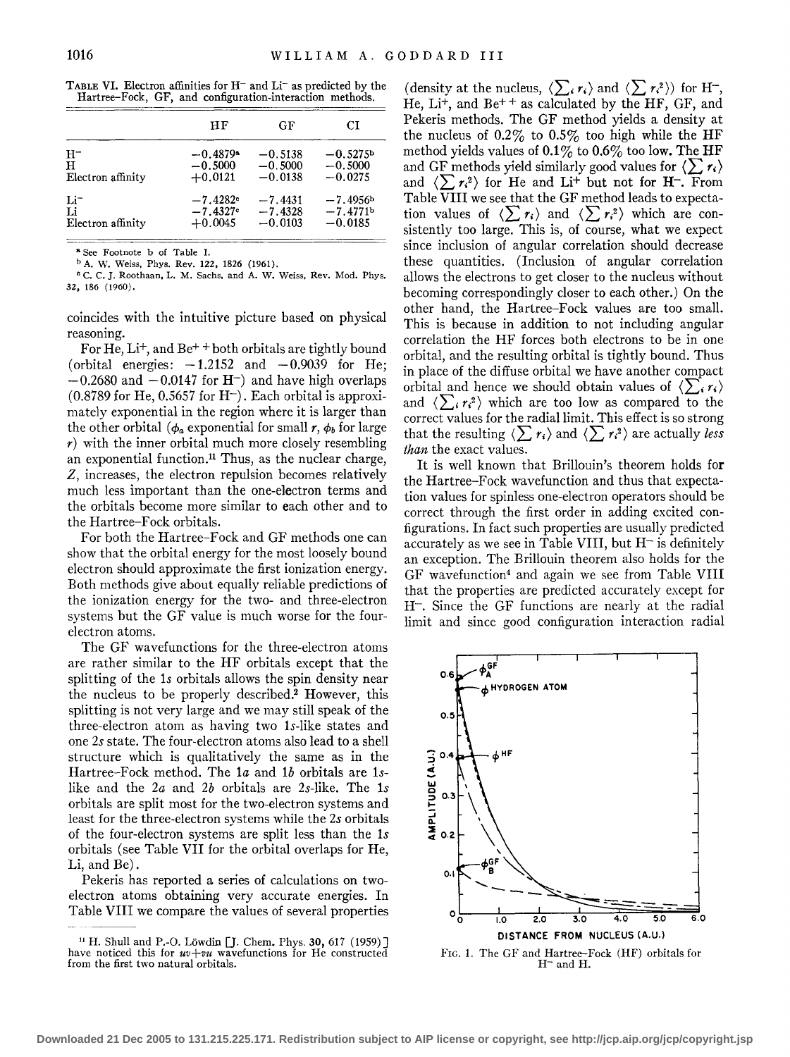TABLE VI. Electron affinities for $H^-$ and $Li^-$ as predicted by the Hartree–Fock, GF, and configuration-interaction methods.

| | HF | GF | CI |
|---|---|---|---|
| $H^-$ | $-0.4879$[a] | $-0.5138$ | $-0.5275$[b] |
| H | $-0.5000$ | $-0.5000$ | $-0.5000$ |
| Electron affinity | $+0.0121$ | $-0.0138$ | $-0.0275$ |
| $Li^-$ | $-7.4282$[c] | $-7.4431$ | $-7.4956$[b] |
| Li | $-7.4327$[c] | $-7.4328$ | $-7.4771$[b] |
| Electron affinity | $+0.0045$ | $-0.0103$ | $-0.0185$ |

[a] See Footnote b of Table I.

[b] A. W. Weiss, Phys. Rev. 122, 1826 (1961).

[c] C. C. J. Roothaan, L. M. Sachs, and A. W. Weiss, Rev. Mod. Phys. 32, 186 (1960).

coincides with the intuitive picture based on physical reasoning.

For He, $Li^+$, and $Be^{++}$ both orbitals are tightly bound (orbital energies: $-1.2152$ and $-0.9039$ for He; $-0.2680$ and $-0.0147$ for $H^-$) and have high overlaps (0.8789 for He, 0.5657 for $H^-$). Each orbital is approximately exponential in the region where it is larger than the other orbital ($\phi_a$ exponential for small $r$, $\phi_b$ for large $r$) with the inner orbital much more closely resembling an exponential function.[11] Thus, as the nuclear charge, $Z$, increases, the electron repulsion becomes relatively much less important than the one-electron terms and the orbitals become more similar to each other and to the Hartree–Fock orbitals.

For both the Hartree–Fock and GF methods one can show that the orbital energy for the most loosely bound electron should approximate the first ionization energy. Both methods give about equally reliable predictions of the ionization energy for the two- and three-electron systems but the GF value is much worse for the four-electron atoms.

The GF wavefunctions for the three-electron atoms are rather similar to the HF orbitals except that the splitting of the $1s$ orbitals allows the spin density near the nucleus to be properly described.[2] However, this splitting is not very large and we may still speak of the three-electron atom as having two $1s$-like states and one $2s$ state. The four-electron atoms also lead to a shell structure which is qualitatively the same as in the Hartree–Fock method. The $1a$ and $1b$ orbitals are $1s$-like and the $2a$ and $2b$ orbitals are $2s$-like. The $1s$ orbitals are split most for the two-electron systems and least for the three-electron systems while the $2s$ orbitals of the four-electron systems are split less than the $1s$ orbitals (see Table VII for the orbital overlaps for He, Li, and Be).

Pekeris has reported a series of calculations on two-electron atoms obtaining very accurate energies. In Table VIII we compare the values of several properties (density at the nucleus, $\langle\sum_i r_i\rangle$ and $\langle\sum r_i^2\rangle$) for $H^-$, He, $Li^+$, and $Be^{++}$ as calculated by the HF, GF, and Pekeris methods. The GF method yields a density at the nucleus of 0.2% to 0.5% too high while the HF method yields values of 0.1% to 0.6% too low. The HF and GF methods yield similarly good values for $\langle\sum r_i\rangle$ and $\langle\sum r_i^2\rangle$ for He and $Li^+$ but not for $H^-$. From Table VIII we see that the GF method leads to expectation values of $\langle\sum r_i\rangle$ and $\langle\sum r_i^2\rangle$ which are consistently too large. This is, of course, what we expect since inclusion of angular correlation should decrease these quantities. (Inclusion of angular correlation allows the electrons to get closer to the nucleus without becoming correspondingly closer to each other.) On the other hand, the Hartree–Fock values are too small. This is because in addition to not including angular correlation the HF forces both electrons to be in one orbital, and the resulting orbital is tightly bound. Thus in place of the diffuse orbital we have another compact orbital and hence we should obtain values of $\langle\sum_i r_i\rangle$ and $\langle\sum_i r_i^2\rangle$ which are too low as compared to the correct values for the radial limit. This effect is so strong that the resulting $\langle\sum r_i\rangle$ and $\langle\sum r_i^2\rangle$ are actually *less than* the exact values.

It is well known that Brillouin's theorem holds for the Hartree–Fock wavefunction and thus that expectation values for spinless one-electron operators should be correct through the first order in adding excited configurations. In fact such properties are usually predicted accurately as we see in Table VIII, but $H^-$ is definitely an exception. The Brillouin theorem also holds for the GF wavefunction[4] and again we see from Table VIII that the properties are predicted accurately except for $H^-$. Since the GF functions are nearly at the radial limit and since good configuration interaction radial

FIG. 1. The GF and Hartree–Fock (HF) orbitals for $H^-$ and H.

[11] H. Shull and P.-O. Löwdin [J. Chem. Phys. 30, 617 (1959)] have noticed this for $uv+vu$ wavefunctions for He constructed from the first two natural orbitals.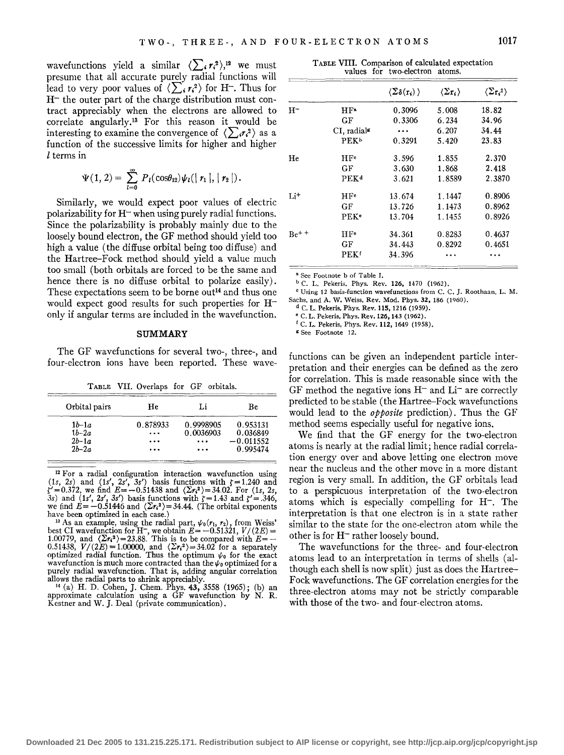wavefunctions yield a similar $\langle\sum_i r_i^2\rangle$,[12] we must presume that all accurate purely radial functions will lead to very poor values of $\langle\sum_i r_i^2\rangle$ for $H^-$. Thus for $H^-$ the outer part of the charge distribution must contract appreciably when the electrons are allowed to correlate angularly.[13] For this reason it would be interesting to examine the convergence of $\langle\sum_i r_i^2\rangle$ as a function of the successive limits for higher and higher $l$ terms in

$$\Psi(1,2)=\sum_{l=0}^{\infty}P_l(\cos\theta_{12})\psi_l(|\mathbf{r}_1|,|\mathbf{r}_2|).$$

Similarly, we would expect poor values of electric polarizability for $H^-$ when using purely radial functions. Since the polarizability is probably mainly due to the loosely bound electron, the GF method should yield too high a value (the diffuse orbital being too diffuse) and the Hartree–Fock method should yield a value much too small (both orbitals are forced to be the same and hence there is no diffuse orbital to polarize easily). These expectations seem to be borne out[14] and thus one would expect good results for such properties for $H^-$ only if angular terms are included in the wavefunction.

## SUMMARY

The GF wavefunctions for several two-, three-, and four-electron ions have been reported. These wavefunctions can be given an independent particle interpretation and their energies can be defined as the zero for correlation. This is made reasonable since with the GF method the negative ions $H^-$ and $Li^-$ are correctly predicted to be stable (the Hartree–Fock wavefunctions would lead to the *opposite* prediction). Thus the GF method seems especially useful for negative ions.

We find that the GF energy for the two-electron atoms is nearly at the radial limit; hence radial correlation energy over and above letting one electron move near the nucleus and the other move in a more distant region is very small. In addition, the GF orbitals lead to a perspicuous interpretation of the two-electron atoms which is especially compelling for $H^-$. The interpretation is that one electron is in a state rather similar to the state for the one-electron atom while the other is for $H^-$ rather loosely bound.

The wavefunctions for the three- and four-electron atoms lead to an interpretation in terms of shells (although each shell is now split) just as does the Hartree–Fock wavefunctions. The GF correlation energies for the three-electron atoms may not be strictly comparable with those of the two- and four-electron atoms.

TABLE VII. Overlaps for GF orbitals.

| Orbital pairs | He | Li | Be |
|---|---|---|---|
| $1b$–$1a$ | 0.878933 | 0.9998905 | 0.953131 |
| $1b$–$2a$ | ... | 0.0036903 | 0.036849 |
| $2b$–$1a$ | ... | ... | −0.011552 |
| $2b$–$2a$ | ... | ... | 0.995474 |

TABLE VIII. Comparison of calculated expectation values for two-electron atoms.

| | | $\langle\Sigma\delta(\mathbf{r}_i)\rangle$ | $\langle\Sigma r_i\rangle$ | $\langle\Sigma r_i^2\rangle$ |
|---|---|---|---|---|
| $H^-$ | HF[a] | 0.3096 | 5.008 | 18.82 |
| | GF | 0.3306 | 6.234 | 34.96 |
| | CI, radial[g] | ... | 6.207 | 34.44 |
| | PEK[b] | 0.3291 | 5.420 | 23.83 |
| He | HF[c] | 3.596 | 1.855 | 2.370 |
| | GF | 3.630 | 1.868 | 2.418 |
| | PEK[d] | 3.621 | 1.8589 | 2.3870 |
| $Li^+$ | HF[c] | 13.674 | 1.1447 | 0.8906 |
| | GF | 13.726 | 1.1473 | 0.8962 |
| | PEK[e] | 13.704 | 1.1455 | 0.8926 |
| $Be^{++}$ | HF[c] | 34.361 | 0.8283 | 0.4637 |
| | GF | 34.443 | 0.8292 | 0.4651 |
| | PEK[f] | 34.396 | ... | ... |

[a] See Footnote b of Table I.
[b] C. L. Pekeris, Phys. Rev. **126**, 1470 (1962).
[c] Using 12 basis-function wavefunctions from C. C. J. Roothaan, L. M. Sachs, and A. W. Weiss, Rev. Mod. Phys. **32**, 186 (1960).
[d] C. L. Pekeris, Phys. Rev. **115**, 1216 (1959).
[e] C. L. Pekeris, Phys. Rev. **126**, 143 (1962).
[f] C. L. Pekeris, Phys. Rev. **112**, 1649 (1958).
[g] See Footnote 12.

[12] For a radial configuration interaction wavefunction using $(1s, 2s)$ and $(1s', 2s', 3s')$ basis functions with $\zeta=1.240$ and $\zeta'=0.372$, we find $E=-0.51438$ and $\langle\Sigma r_i^2\rangle=34.02$. For $(1s, 2s, 3s)$ and $(1s', 2s', 3s')$ basis functions with $\zeta=1.43$ and $\zeta'=.346$, we find $E=-0.51446$ and $\langle\Sigma r_i^2\rangle=34.44$. (The orbital exponents have been optimized in each case.)

[13] As an example, using the radial part, $\psi_0(r_1, r_2)$, from Weiss' best CI wavefunction for $H^-$, we obtain $E=-0.51321$, $V/(2E)=1.00779$, and $\langle\Sigma r_i^2\rangle=23.88$. This is to be compared with $E=-0.51438$, $V/(2E)=1.00000$, and $\langle\Sigma r_i^2\rangle=34.02$ for a separately optimized radial function. Thus the optimum $\psi_0$ for the exact wavefunction is much more contracted than the $\psi_0$ optimized for a purely radial wavefunction. That is, adding angular correlation allows the radial parts to shrink appreciably.

[14] (a) H. D. Cohen, J. Chem. Phys. **43**, 3558 (1965); (b) an approximate calculation using a GF wavefunction by N. R. Kestner and W. J. Deal (private communication).